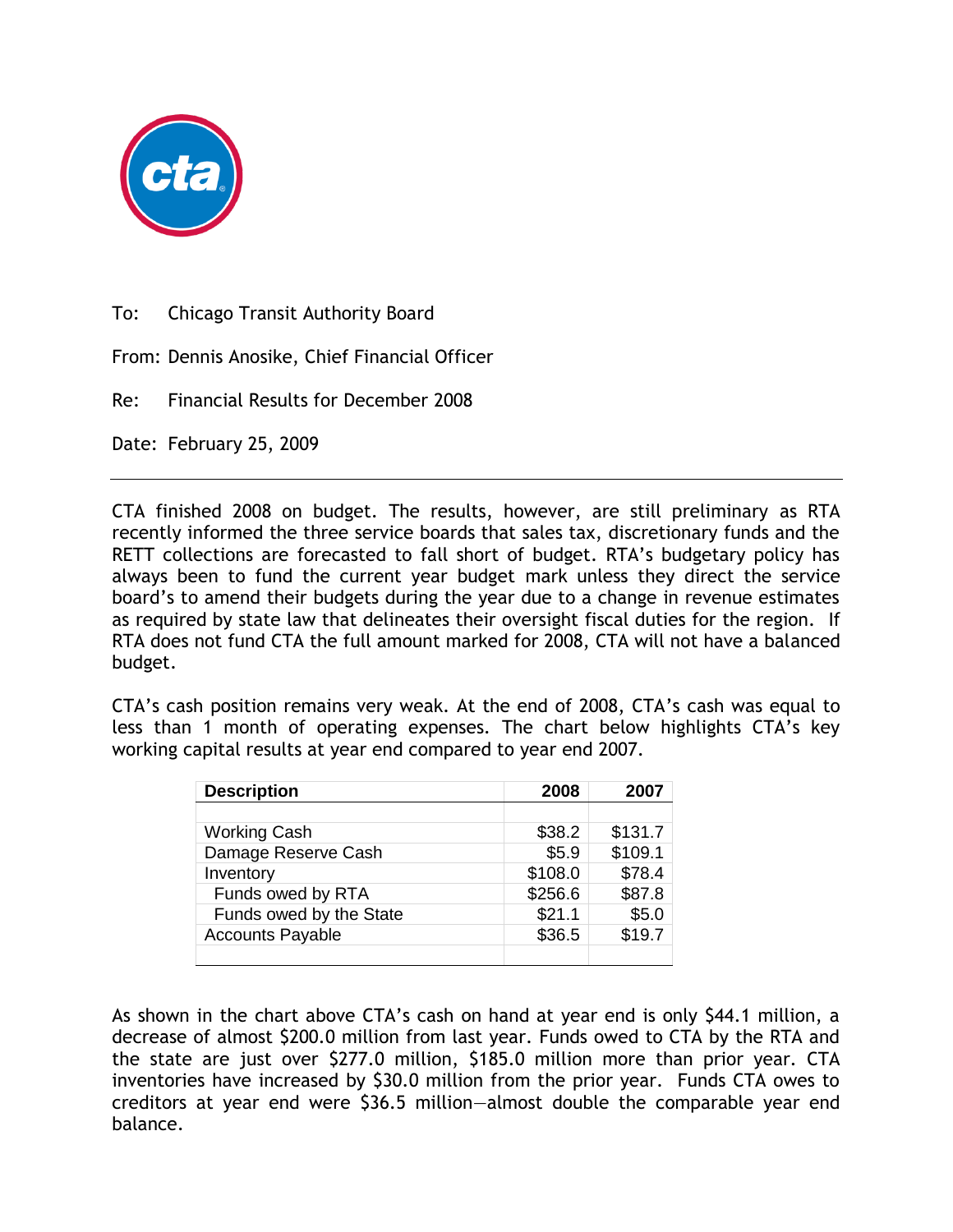To: Chicago Transit Authority Board

From: Dennis Anosike, Chief Financial Officer

Re: Financial Results for December 2008

Date: February 25, 2009

---

CTA finished 2008 on budget. The results, however, are still preliminary as RTA recently informed the three service boards that sales tax, discretionary funds and the RETT collections are forecasted to fall short of budget. RTA's budgetary policy has always been to fund the current year budget mark unless they direct the service board's to amend their budgets during the year due to a change in revenue estimates as required by state law that delineates their oversight fiscal duties for the region. If RTA does not fund CTA the full amount marked for 2008, CTA will not have a balanced budget.

CTA's cash position remains very weak. At the end of 2008, CTA's cash was equal to less than 1 month of operating expenses. The chart below highlights CTA's key working capital results at year end compared to year end 2007.

| Description | 2008 | 2007 |
|---|---|---|
| | | |
| Working Cash | $38.2 | $131.7 |
| Damage Reserve Cash | $5.9 | $109.1 |
| Inventory | $108.0 | $78.4 |
| Funds owed by RTA | $256.6 | $87.8 |
| Funds owed by the State | $21.1 | $5.0 |
| Accounts Payable | $36.5 | $19.7 |
| | | |

As shown in the chart above CTA's cash on hand at year end is only $44.1 million, a decrease of almost $200.0 million from last year. Funds owed to CTA by the RTA and the state are just over $277.0 million, $185.0 million more than prior year. CTA inventories have increased by $30.0 million from the prior year. Funds CTA owes to creditors at year end were $36.5 million—almost double the comparable year end balance.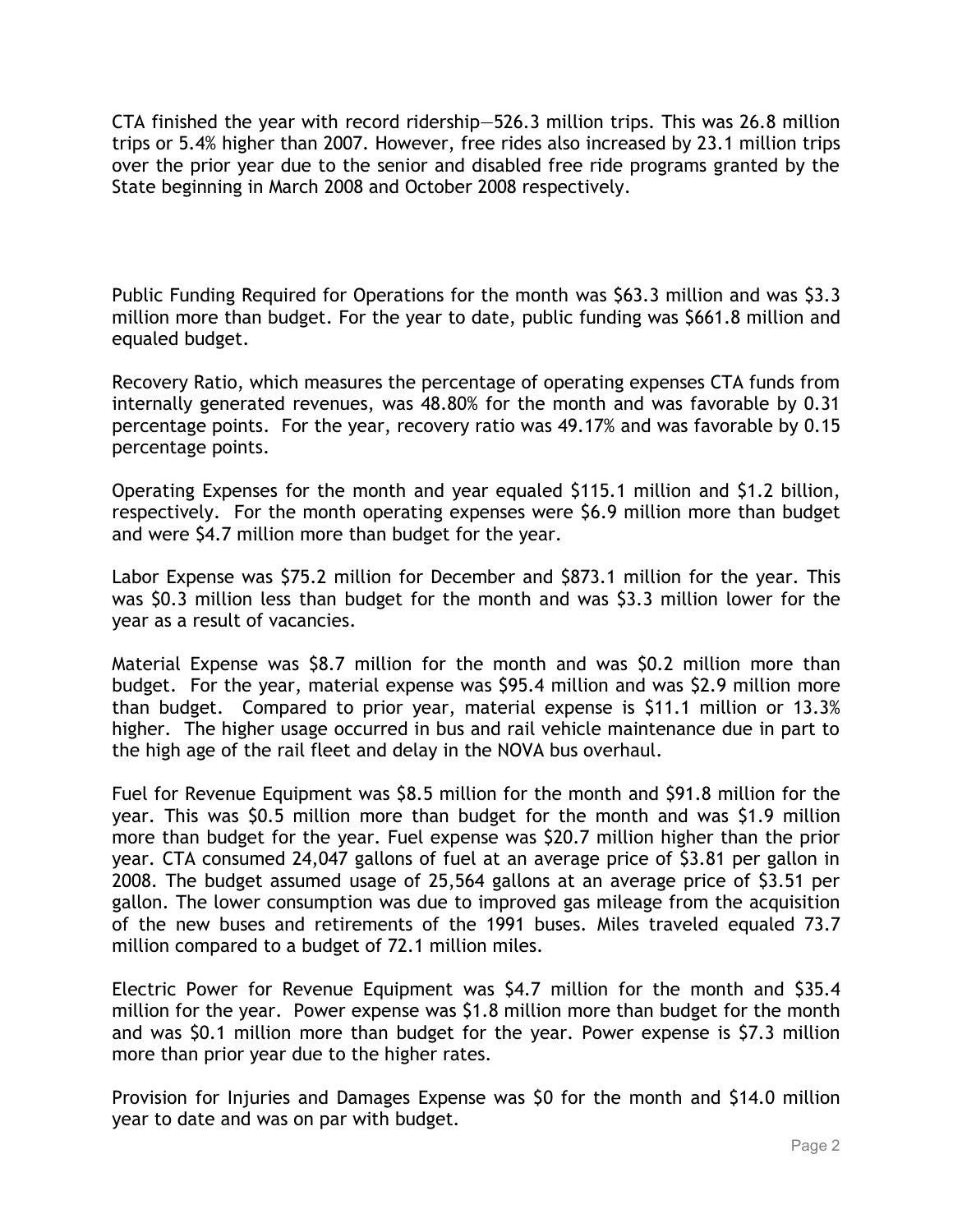CTA finished the year with record ridership—526.3 million trips. This was 26.8 million trips or 5.4% higher than 2007. However, free rides also increased by 23.1 million trips over the prior year due to the senior and disabled free ride programs granted by the State beginning in March 2008 and October 2008 respectively.

Public Funding Required for Operations for the month was $63.3 million and was $3.3 million more than budget. For the year to date, public funding was $661.8 million and equaled budget.

Recovery Ratio, which measures the percentage of operating expenses CTA funds from internally generated revenues, was 48.80% for the month and was favorable by 0.31 percentage points. For the year, recovery ratio was 49.17% and was favorable by 0.15 percentage points.

Operating Expenses for the month and year equaled $115.1 million and $1.2 billion, respectively. For the month operating expenses were $6.9 million more than budget and were $4.7 million more than budget for the year.

Labor Expense was $75.2 million for December and $873.1 million for the year. This was $0.3 million less than budget for the month and was $3.3 million lower for the year as a result of vacancies.

Material Expense was $8.7 million for the month and was $0.2 million more than budget. For the year, material expense was $95.4 million and was $2.9 million more than budget. Compared to prior year, material expense is $11.1 million or 13.3% higher. The higher usage occurred in bus and rail vehicle maintenance due in part to the high age of the rail fleet and delay in the NOVA bus overhaul.

Fuel for Revenue Equipment was $8.5 million for the month and $91.8 million for the year. This was $0.5 million more than budget for the month and was $1.9 million more than budget for the year. Fuel expense was $20.7 million higher than the prior year. CTA consumed 24,047 gallons of fuel at an average price of $3.81 per gallon in 2008. The budget assumed usage of 25,564 gallons at an average price of $3.51 per gallon. The lower consumption was due to improved gas mileage from the acquisition of the new buses and retirements of the 1991 buses. Miles traveled equaled 73.7 million compared to a budget of 72.1 million miles.

Electric Power for Revenue Equipment was $4.7 million for the month and $35.4 million for the year. Power expense was $1.8 million more than budget for the month and was $0.1 million more than budget for the year. Power expense is $7.3 million more than prior year due to the higher rates.

Provision for Injuries and Damages Expense was $0 for the month and $14.0 million year to date and was on par with budget.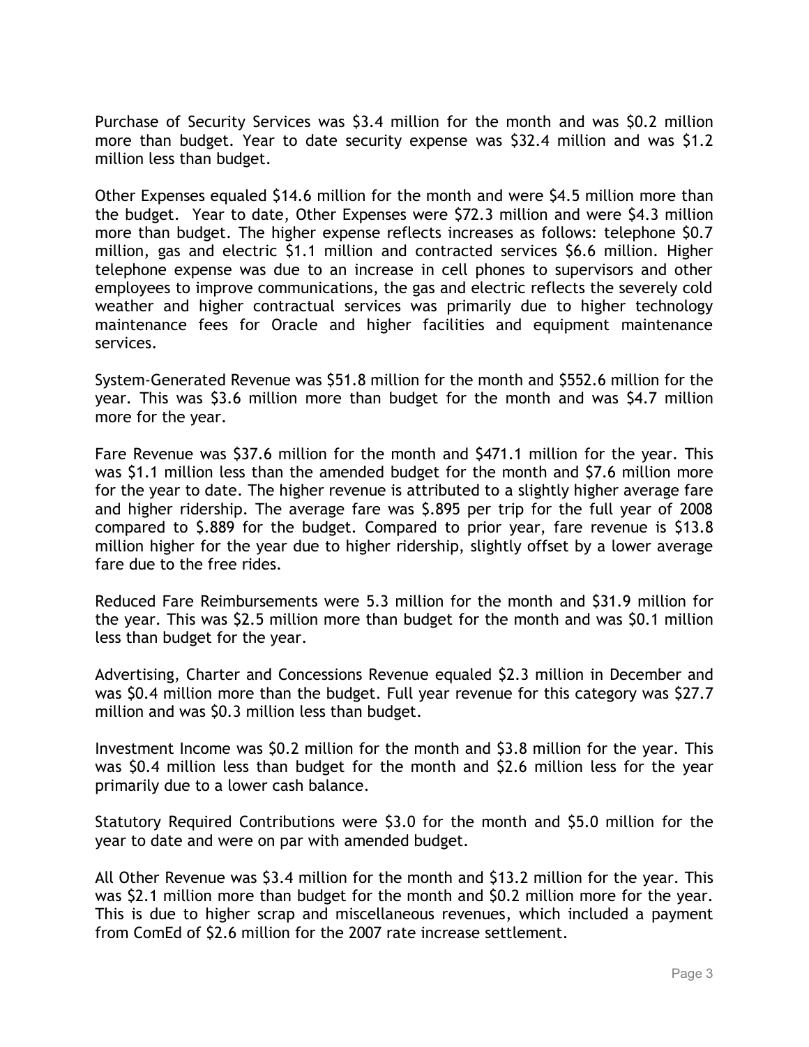Purchase of Security Services was $3.4 million for the month and was $0.2 million more than budget. Year to date security expense was $32.4 million and was $1.2 million less than budget.

Other Expenses equaled $14.6 million for the month and were $4.5 million more than the budget. Year to date, Other Expenses were $72.3 million and were $4.3 million more than budget. The higher expense reflects increases as follows: telephone $0.7 million, gas and electric $1.1 million and contracted services $6.6 million. Higher telephone expense was due to an increase in cell phones to supervisors and other employees to improve communications, the gas and electric reflects the severely cold weather and higher contractual services was primarily due to higher technology maintenance fees for Oracle and higher facilities and equipment maintenance services.

System-Generated Revenue was $51.8 million for the month and $552.6 million for the year. This was $3.6 million more than budget for the month and was $4.7 million more for the year.

Fare Revenue was $37.6 million for the month and $471.1 million for the year. This was $1.1 million less than the amended budget for the month and $7.6 million more for the year to date. The higher revenue is attributed to a slightly higher average fare and higher ridership. The average fare was $.895 per trip for the full year of 2008 compared to $.889 for the budget. Compared to prior year, fare revenue is $13.8 million higher for the year due to higher ridership, slightly offset by a lower average fare due to the free rides.

Reduced Fare Reimbursements were 5.3 million for the month and $31.9 million for the year. This was $2.5 million more than budget for the month and was $0.1 million less than budget for the year.

Advertising, Charter and Concessions Revenue equaled $2.3 million in December and was $0.4 million more than the budget. Full year revenue for this category was $27.7 million and was $0.3 million less than budget.

Investment Income was $0.2 million for the month and $3.8 million for the year. This was $0.4 million less than budget for the month and $2.6 million less for the year primarily due to a lower cash balance.

Statutory Required Contributions were $3.0 for the month and $5.0 million for the year to date and were on par with amended budget.

All Other Revenue was $3.4 million for the month and $13.2 million for the year. This was $2.1 million more than budget for the month and $0.2 million more for the year. This is due to higher scrap and miscellaneous revenues, which included a payment from ComEd of $2.6 million for the 2007 rate increase settlement.